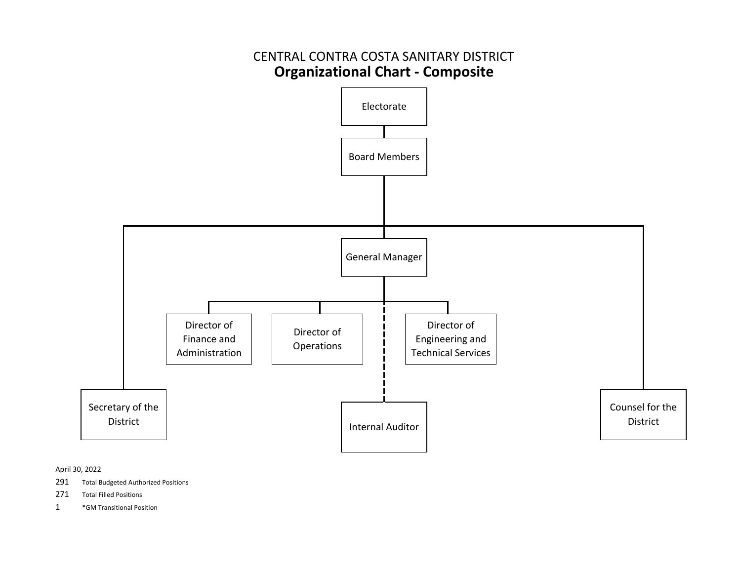CENTRAL CONTRA COSTA SANITARY DISTRICT

# Organizational Chart - Composite

Electorate

Board Members

General Manager

Director of Finance and Administration

Director of Operations

Director of Engineering and Technical Services

Secretary of the District

Internal Auditor

Counsel for the District

April 30, 2022

291 Total Budgeted Authorized Positions

271 Total Filled Positions

1 *GM Transitional Position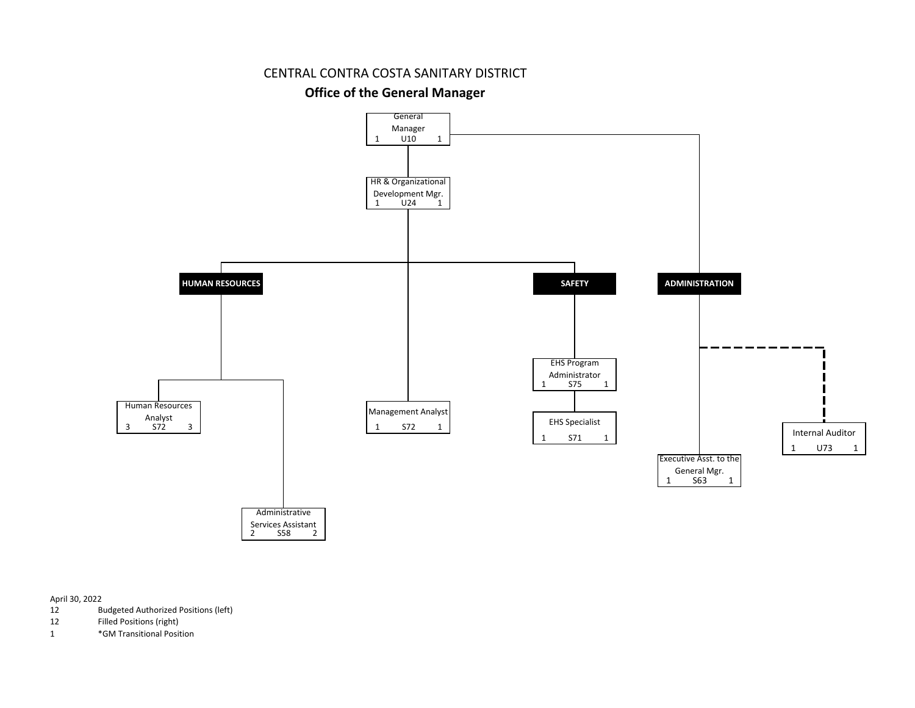CENTRAL CONTRA COSTA SANITARY DISTRICT

## Office of the General Manager

- General Manager — 1 U10 1
  - HR & Organizational Development Mgr. — 1 U24 1
    - **HUMAN RESOURCES**
      - Human Resources Analyst — 3 S72 3
      - Administrative Services Assistant — 2 S58 2
    - Management Analyst — 1 S72 1
    - **SAFETY**
      - EHS Program Administrator — 1 S75 1
        - EHS Specialist — 1 S71 1
  - **ADMINISTRATION**
    - Executive Asst. to the General Mgr. — 1 S63 1
    - Internal Auditor (dashed line) — 1 U73 1

April 30, 2022

| | |
|---|---|
| 12 | Budgeted Authorized Positions (left) |
| 12 | Filled Positions (right) |
| 1 | *GM Transitional Position |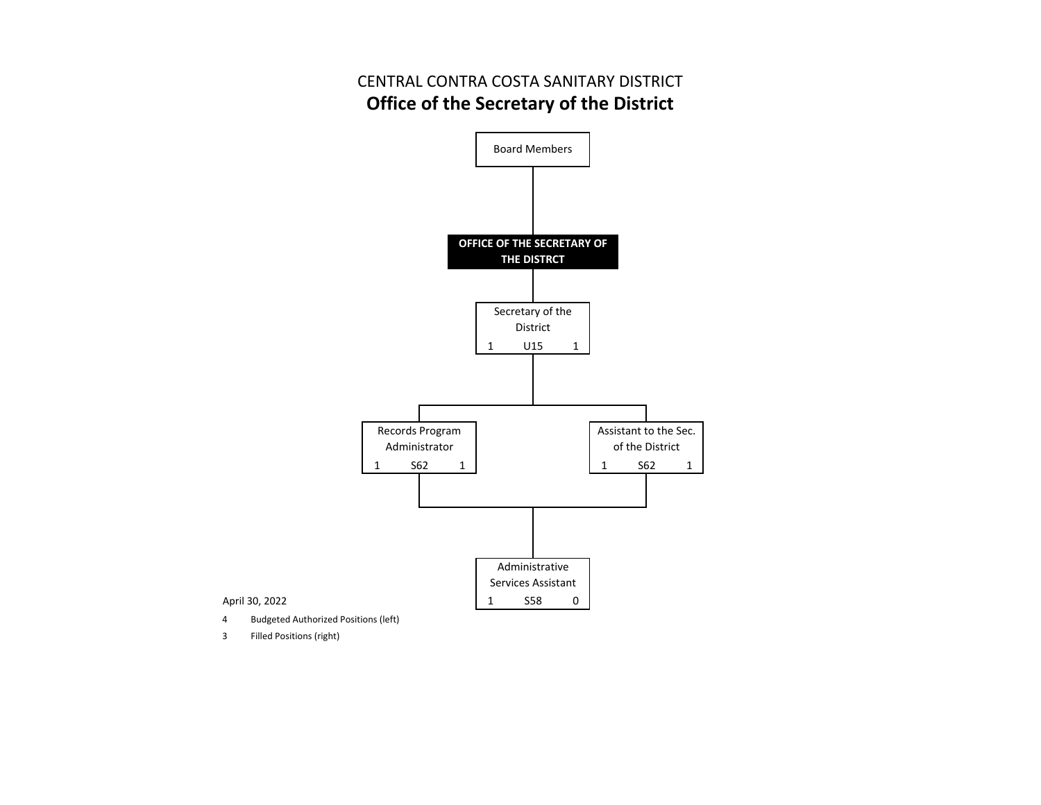CENTRAL CONTRA COSTA SANITARY DISTRICT

# Office of the Secretary of the District

Board Members

**OFFICE OF THE SECRETARY OF THE DISTRCT**

Secretary of the District
1 U15 1

Records Program Administrator
1 S62 1

Assistant to the Sec. of the District
1 S62 1

Administrative Services Assistant
1 S58 0

April 30, 2022

4 Budgeted Authorized Positions (left)

3 Filled Positions (right)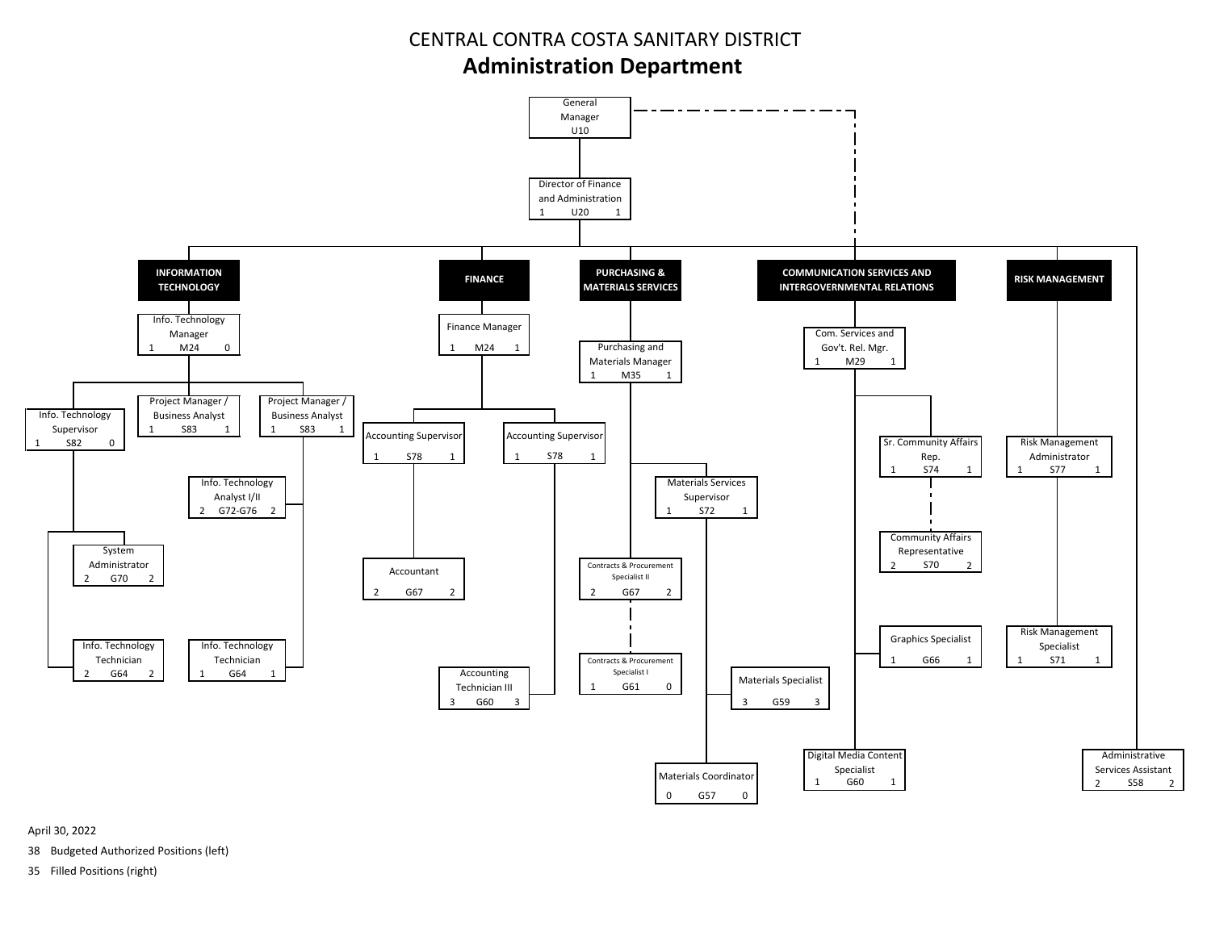# CENTRAL CONTRA COSTA SANITARY DISTRICT

## Administration Department

- **General Manager** — U10
  - **Director of Finance and Administration** — 1 | U20 | 1
    - **INFORMATION TECHNOLOGY**
      - Info. Technology Manager — 1 | M24 | 0
        - Info. Technology Supervisor — 1 | S82 | 0
          - System Administrator — 2 | G70 | 2
          - Info. Technology Technician — 2 | G64 | 2
        - Project Manager / Business Analyst — 1 | S83 | 1
        - Project Manager / Business Analyst — 1 | S83 | 1
          - Info. Technology Analyst I/II — 2 | G72-G76 | 2
          - Info. Technology Technician — 1 | G64 | 1
    - **FINANCE**
      - Finance Manager — 1 | M24 | 1
        - Accounting Supervisor — 1 | S78 | 1
          - Accountant — 2 | G67 | 2
        - Accounting Supervisor — 1 | S78 | 1
          - Accounting Technician III — 3 | G60 | 3
    - **PURCHASING & MATERIALS SERVICES**
      - Purchasing and Materials Manager — 1 | M35 | 1
        - Contracts & Procurement Specialist II — 2 | G67 | 2
          - Contracts & Procurement Specialist I — 1 | G61 | 0
        - Materials Services Supervisor — 1 | S72 | 1
          - Materials Specialist — 3 | G59 | 3
          - Materials Coordinator — 0 | G57 | 0
    - **COMMUNICATION SERVICES AND INTERGOVERNMENTAL RELATIONS** (dotted line to General Manager)
      - Com. Services and Gov't. Rel. Mgr. — 1 | M29 | 1
        - Sr. Community Affairs Rep. — 1 | S74 | 1
          - Community Affairs Representative — 2 | S70 | 2
        - Graphics Specialist — 1 | G66 | 1
        - Digital Media Content Specialist — 1 | G60 | 1
    - **RISK MANAGEMENT**
      - Risk Management Administrator — 1 | S77 | 1
        - Risk Management Specialist — 1 | S71 | 1
    - Administrative Services Assistant — 2 | S58 | 2

April 30, 2022

38 Budgeted Authorized Positions (left)

35 Filled Positions (right)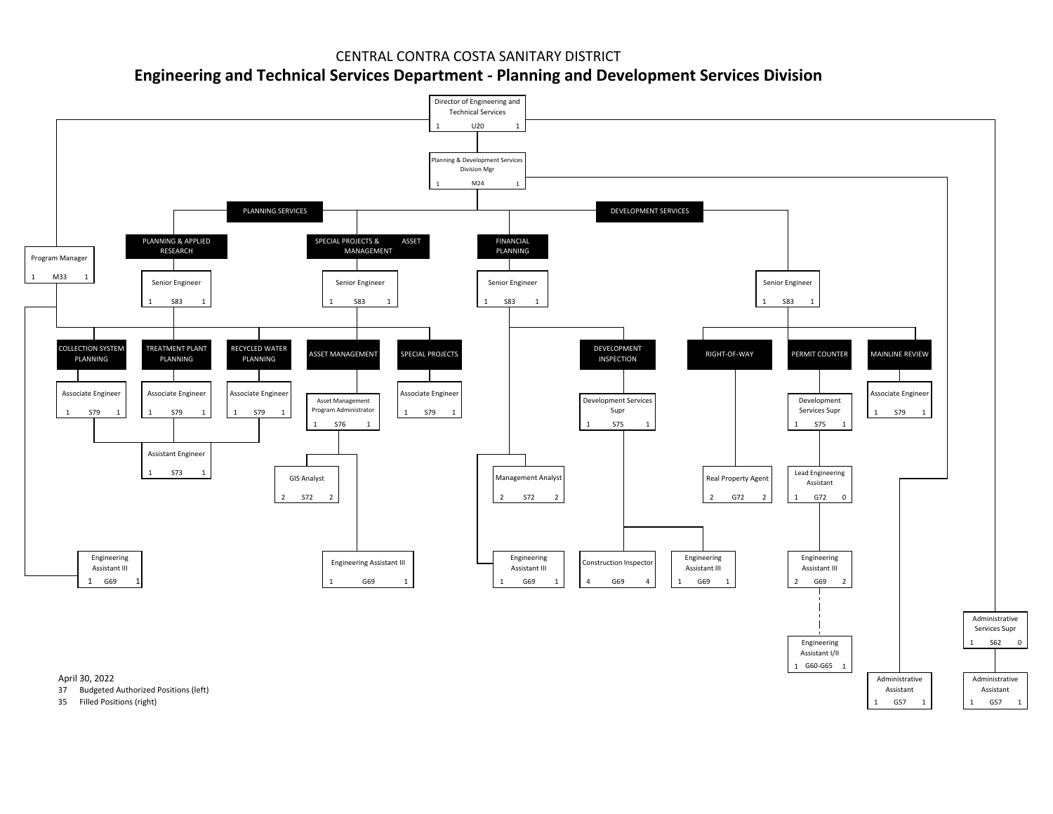CENTRAL CONTRA COSTA SANITARY DISTRICT

# Engineering and Technical Services Department - Planning and Development Services Division

- **Director of Engineering and Technical Services** — 1 | U20 | 1
  - **Program Manager** — 1 | M33 | 1
  - **Planning & Development Services Division Mgr** — 1 | M24 | 1
    - **PLANNING SERVICES**
      - **PLANNING & APPLIED RESEARCH**
        - Senior Engineer — 1 | S83 | 1
          - **COLLECTION SYSTEM PLANNING**
            - Associate Engineer — 1 | S79 | 1
          - **TREATMENT PLANT PLANNING**
            - Associate Engineer — 1 | S79 | 1
          - **RECYCLED WATER PLANNING**
            - Associate Engineer — 1 | S79 | 1
          - Assistant Engineer — 1 | S73 | 1
          - Engineering Assistant III — 1 | G69 | 1
      - **SPECIAL PROJECTS & ASSET MANAGEMENT**
        - Senior Engineer — 1 | S83 | 1
          - **ASSET MANAGEMENT**
            - Asset Management Program Administrator — 1 | S76 | 1
              - GIS Analyst — 2 | S72 | 2
              - Engineering Assistant III — 1 | G69 | 1
          - **SPECIAL PROJECTS**
            - Associate Engineer — 1 | S79 | 1
      - **FINANCIAL PLANNING**
        - Senior Engineer — 1 | S83 | 1
          - Management Analyst — 2 | S72 | 2
          - Engineering Assistant III — 1 | G69 | 1
    - **DEVELOPMENT SERVICES**
      - **DEVELOPMENT INSPECTION**
        - Development Services Supr — 1 | S75 | 1
          - Construction Inspector — 4 | G69 | 4
          - Engineering Assistant III — 1 | G69 | 1
      - Senior Engineer — 1 | S83 | 1
        - **RIGHT-OF-WAY**
          - Real Property Agent — 2 | G72 | 2
        - **PERMIT COUNTER**
          - Development Services Supr — 1 | S75 | 1
            - Lead Engineering Assistant — 1 | G72 | 0
              - Engineering Assistant III — 2 | G69 | 2
                - Engineering Assistant I/II — 1 | G60-G65 | 1
        - **MAINLINE REVIEW**
          - Associate Engineer — 1 | S79 | 1
    - Administrative Assistant — 1 | G57 | 1
  - **Administrative Services Supr** — 1 | S62 | 0
    - Administrative Assistant — 1 | G57 | 1

April 30, 2022

37 Budgeted Authorized Positions (left)

35 Filled Positions (right)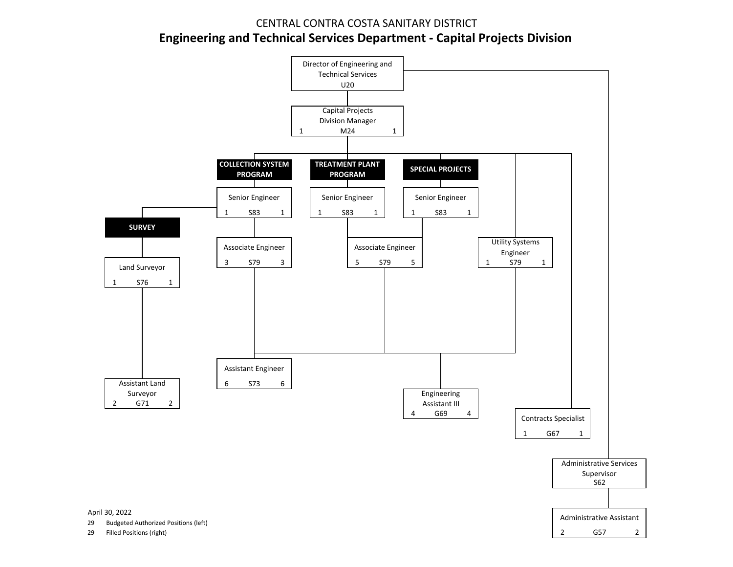CENTRAL CONTRA COSTA SANITARY DISTRICT

# Engineering and Technical Services Department - Capital Projects Division

- Director of Engineering and Technical Services — U20
  - Capital Projects Division Manager — 1 M24 1
    - **COLLECTION SYSTEM PROGRAM**
      - Senior Engineer — 1 S83 1
        - **SURVEY**
          - Land Surveyor — 1 S76 1
            - Assistant Land Surveyor — 2 G71 2
        - Associate Engineer — 3 S79 3
    - **TREATMENT PLANT PROGRAM**
      - Senior Engineer — 1 S83 1
    - **SPECIAL PROJECTS**
      - Senior Engineer — 1 S83 1
    - Associate Engineer (Treatment Plant Program / Special Projects) — 5 S79 5
    - Utility Systems Engineer — 1 S79 1
    - Assistant Engineer — 6 S73 6
    - Engineering Assistant III — 4 G69 4
    - Contracts Specialist — 1 G67 1
  - Administrative Services Supervisor — S62
    - Administrative Assistant — 2 G57 2

April 30, 2022

29 Budgeted Authorized Positions (left)

29 Filled Positions (right)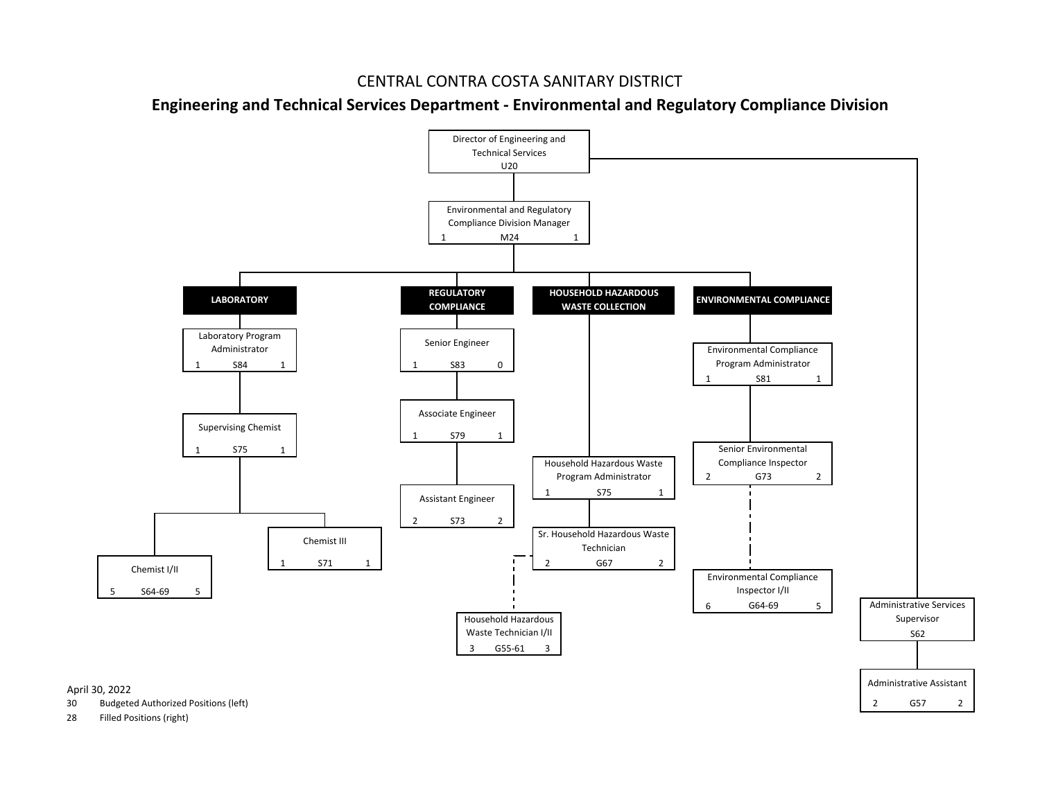# CENTRAL CONTRA COSTA SANITARY DISTRICT

## Engineering and Technical Services Department - Environmental and Regulatory Compliance Division

- Director of Engineering and Technical Services — U20
  - Environmental and Regulatory Compliance Division Manager — 1 | M24 | 1
    - **LABORATORY**
      - Laboratory Program Administrator — 1 | S84 | 1
        - Supervising Chemist — 1 | S75 | 1
          - Chemist I/II — 5 | S64-69 | 5
          - Chemist III — 1 | S71 | 1
    - **REGULATORY COMPLIANCE**
      - Senior Engineer — 1 | S83 | 0
        - Associate Engineer — 1 | S79 | 1
          - Assistant Engineer — 2 | S73 | 2
    - **HOUSEHOLD HAZARDOUS WASTE COLLECTION**
      - Household Hazardous Waste Program Administrator — 1 | S75 | 1
        - Sr. Household Hazardous Waste Technician — 2 | G67 | 2
          - Household Hazardous Waste Technician I/II — 3 | G55-61 | 3
    - **ENVIRONMENTAL COMPLIANCE**
      - Environmental Compliance Program Administrator — 1 | S81 | 1
        - Senior Environmental Compliance Inspector — 2 | G73 | 2
          - Environmental Compliance Inspector I/II — 6 | G64-69 | 5
  - Administrative Services Supervisor — S62
    - Administrative Assistant — 2 | G57 | 2

April 30, 2022

30 Budgeted Authorized Positions (left)

28 Filled Positions (right)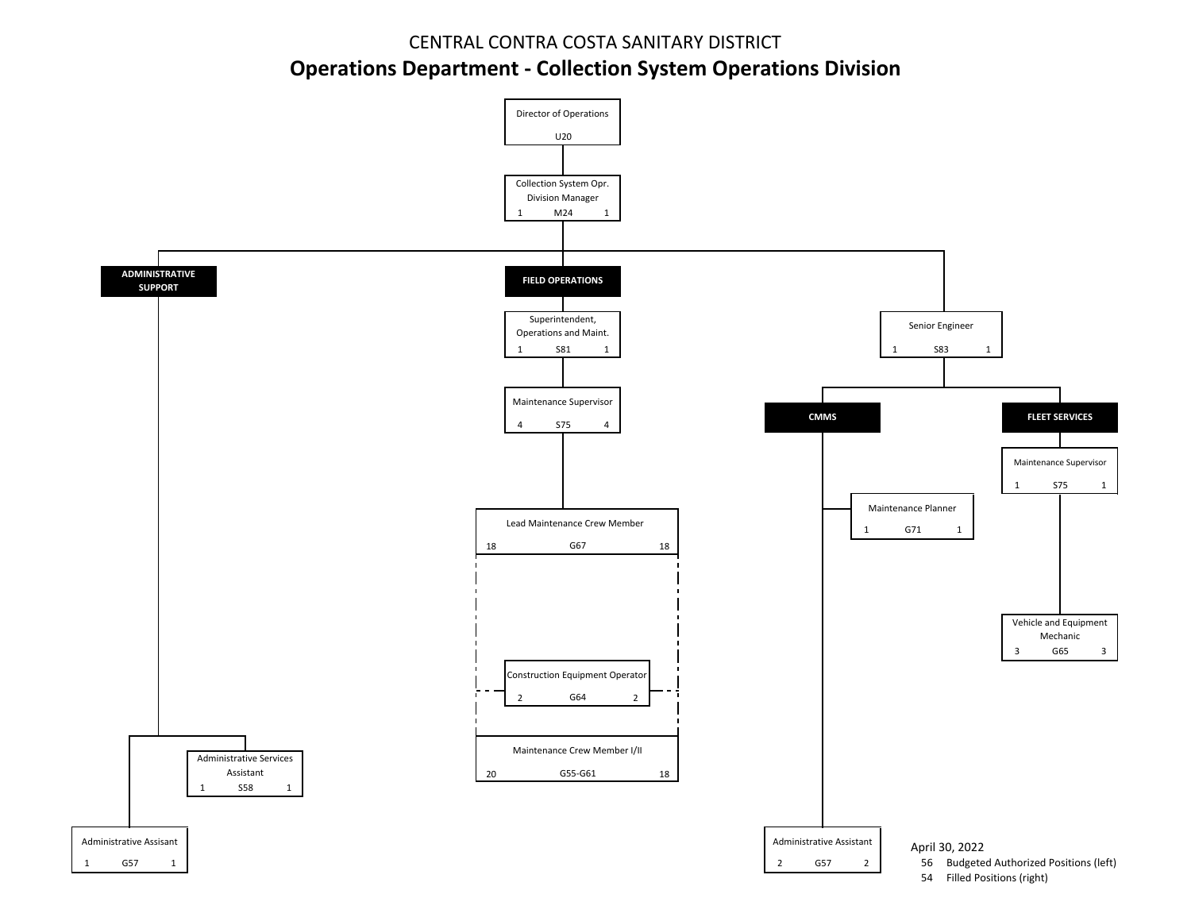CENTRAL CONTRA COSTA SANITARY DISTRICT

# Operations Department - Collection System Operations Division

- Director of Operations — U20
  - Collection System Opr. Division Manager — 1 M24 1
    - **ADMINISTRATIVE SUPPORT**
      - Administrative Services Assistant — 1 S58 1
      - Administrative Assisant — 1 G57 1
    - **FIELD OPERATIONS**
      - Superintendent, Operations and Maint. — 1 S81 1
        - Maintenance Supervisor — 4 S75 4
          - Lead Maintenance Crew Member — 18 G67 18
          - Construction Equipment Operator — 2 G64 2
          - Maintenance Crew Member I/II — 20 G55-G61 18
    - Senior Engineer — 1 S83 1
      - **CMMS**
        - Maintenance Planner — 1 G71 1
        - Administrative Assistant — 2 G57 2
      - **FLEET SERVICES**
        - Maintenance Supervisor — 1 S75 1
          - Vehicle and Equipment Mechanic — 3 G65 3

April 30, 2022

56 Budgeted Authorized Positions (left)

54 Filled Positions (right)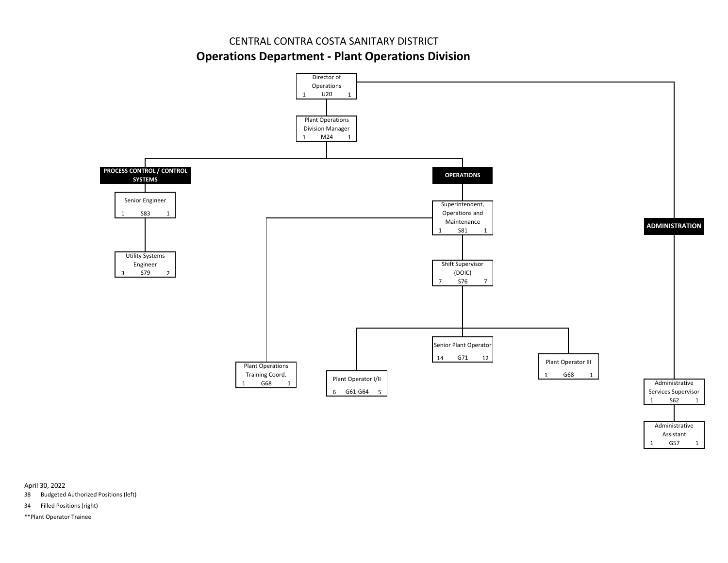CENTRAL CONTRA COSTA SANITARY DISTRICT

# Operations Department - Plant Operations Division

- Director of Operations — 1 U20 1
  - Plant Operations Division Manager — 1 M24 1
    - **PROCESS CONTROL / CONTROL SYSTEMS**
      - Senior Engineer — 1 S83 1
        - Utility Systems Engineer — 3 S79 2
    - **OPERATIONS**
      - Superintendent, Operations and Maintenance — 1 S81 1
        - Plant Operations Training Coord. — 1 G68 1
        - Shift Supervisor (DOIC) — 7 S76 7
          - Plant Operator I/II — 6 G61-G64 5
          - Senior Plant Operator — 14 G71 12
          - Plant Operator III — 1 G68 1
  - **ADMINISTRATION**
    - Administrative Services Supervisor — 1 S62 1
      - Administrative Assistant — 1 G57 1

April 30, 2022

38 Budgeted Authorized Positions (left)

34 Filled Positions (right)

**Plant Operator Trainee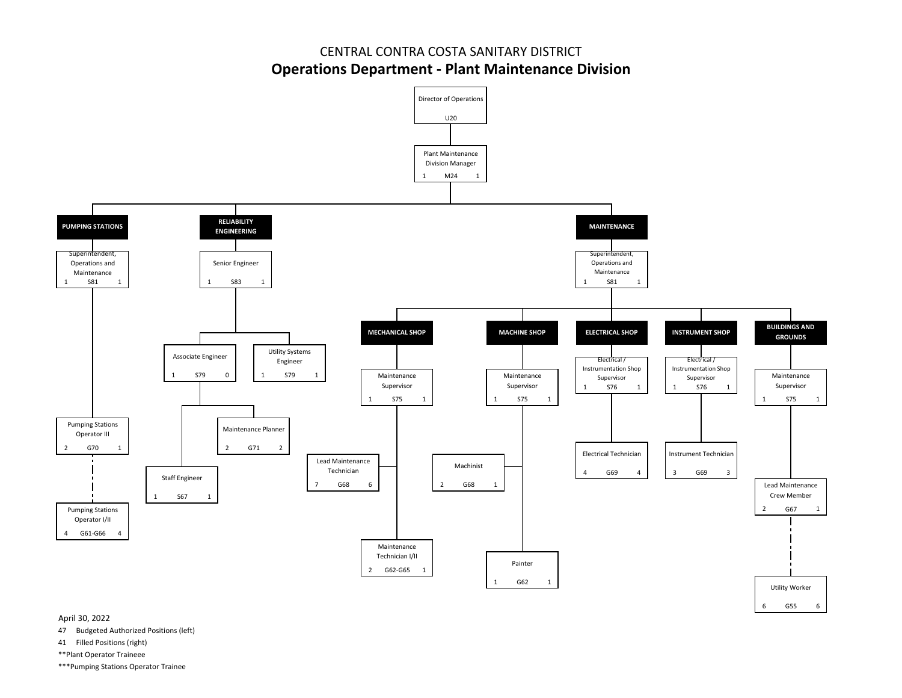CENTRAL CONTRA COSTA SANITARY DISTRICT

# Operations Department - Plant Maintenance Division

Director of Operations
U20

Plant Maintenance Division Manager
1 M24 1

**PUMPING STATIONS**

Superintendent, Operations and Maintenance
1 S81 1

Pumping Stations Operator III
2 G70 1

Pumping Stations Operator I/II
4 G61-G66 4

**RELIABILITY ENGINEERING**

Senior Engineer
1 S83 1

Associate Engineer
1 S79 0

Utility Systems Engineer
1 S79 1

Maintenance Planner
2 G71 2

Staff Engineer
1 S67 1

**MAINTENANCE**

Superintendent, Operations and Maintenance
1 S81 1

**MECHANICAL SHOP**

Maintenance Supervisor
1 S75 1

Lead Maintenance Technician
7 G68 6

Maintenance Technician I/II
2 G62-G65 1

**MACHINE SHOP**

Maintenance Supervisor
1 S75 1

Machinist
2 G68 1

Painter
1 G62 1

**ELECTRICAL SHOP**

Electrical / Instrumentation Shop Supervisor
1 S76 1

Electrical Technician
4 G69 4

**INSTRUMENT SHOP**

Electrical / Instrumentation Shop Supervisor
1 S76 1

Instrument Technician
3 G69 3

**BUILDINGS AND GROUNDS**

Maintenance Supervisor
1 S75 1

Lead Maintenance Crew Member
2 G67 1

Utility Worker
6 G55 6

April 30, 2022

47 Budgeted Authorized Positions (left)

41 Filled Positions (right)

**Plant Operator Traineee

***Pumping Stations Operator Trainee